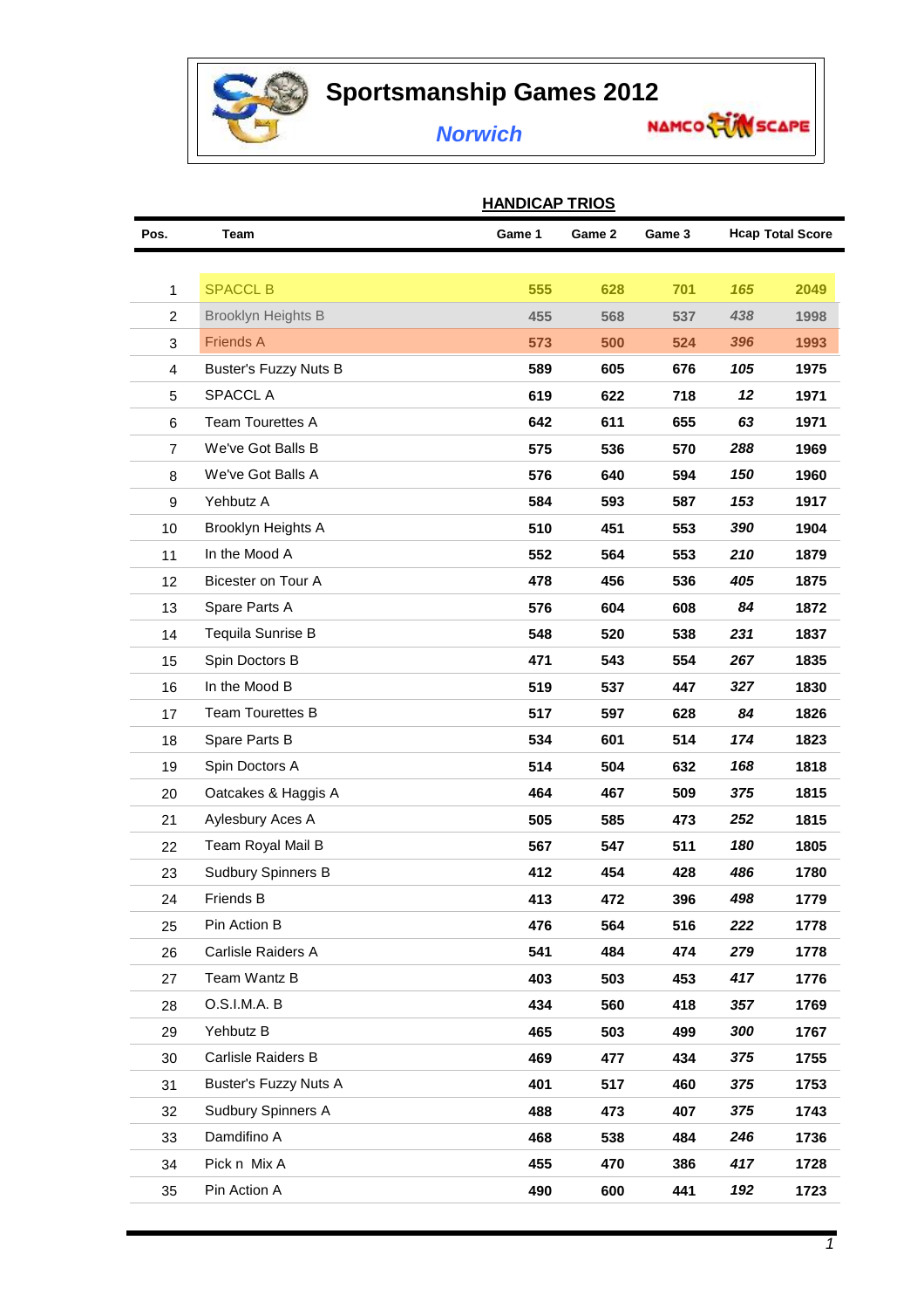# Sportsmanship Games 2012

## *Norwich*

NAMCO FUNSCAPE

### HANDICAP TRIOS

| Pos. | Team | Game 1 | Game 2 | Game 3 | Hcap | Total Score |
|---|---|---|---|---|---|---|
| 1 | SPACCL B | 555 | 628 | 701 | *165* | 2049 |
| 2 | Brooklyn Heights B | 455 | 568 | 537 | *438* | 1998 |
| 3 | Friends A | 573 | 500 | 524 | *396* | 1993 |
| 4 | Buster's Fuzzy Nuts B | 589 | 605 | 676 | *105* | 1975 |
| 5 | SPACCL A | 619 | 622 | 718 | *12* | 1971 |
| 6 | Team Tourettes A | 642 | 611 | 655 | *63* | 1971 |
| 7 | We've Got Balls B | 575 | 536 | 570 | *288* | 1969 |
| 8 | We've Got Balls A | 576 | 640 | 594 | *150* | 1960 |
| 9 | Yehbutz A | 584 | 593 | 587 | *153* | 1917 |
| 10 | Brooklyn Heights A | 510 | 451 | 553 | *390* | 1904 |
| 11 | In the Mood A | 552 | 564 | 553 | *210* | 1879 |
| 12 | Bicester on Tour A | 478 | 456 | 536 | *405* | 1875 |
| 13 | Spare Parts A | 576 | 604 | 608 | *84* | 1872 |
| 14 | Tequila Sunrise B | 548 | 520 | 538 | *231* | 1837 |
| 15 | Spin Doctors B | 471 | 543 | 554 | *267* | 1835 |
| 16 | In the Mood B | 519 | 537 | 447 | *327* | 1830 |
| 17 | Team Tourettes B | 517 | 597 | 628 | *84* | 1826 |
| 18 | Spare Parts B | 534 | 601 | 514 | *174* | 1823 |
| 19 | Spin Doctors A | 514 | 504 | 632 | *168* | 1818 |
| 20 | Oatcakes & Haggis A | 464 | 467 | 509 | *375* | 1815 |
| 21 | Aylesbury Aces A | 505 | 585 | 473 | *252* | 1815 |
| 22 | Team Royal Mail B | 567 | 547 | 511 | *180* | 1805 |
| 23 | Sudbury Spinners B | 412 | 454 | 428 | *486* | 1780 |
| 24 | Friends B | 413 | 472 | 396 | *498* | 1779 |
| 25 | Pin Action B | 476 | 564 | 516 | *222* | 1778 |
| 26 | Carlisle Raiders A | 541 | 484 | 474 | *279* | 1778 |
| 27 | Team Wantz B | 403 | 503 | 453 | *417* | 1776 |
| 28 | O.S.I.M.A. B | 434 | 560 | 418 | *357* | 1769 |
| 29 | Yehbutz B | 465 | 503 | 499 | *300* | 1767 |
| 30 | Carlisle Raiders B | 469 | 477 | 434 | *375* | 1755 |
| 31 | Buster's Fuzzy Nuts A | 401 | 517 | 460 | *375* | 1753 |
| 32 | Sudbury Spinners A | 488 | 473 | 407 | *375* | 1743 |
| 33 | Damdifino A | 468 | 538 | 484 | *246* | 1736 |
| 34 | Pick n Mix A | 455 | 470 | 386 | *417* | 1728 |
| 35 | Pin Action A | 490 | 600 | 441 | *192* | 1723 |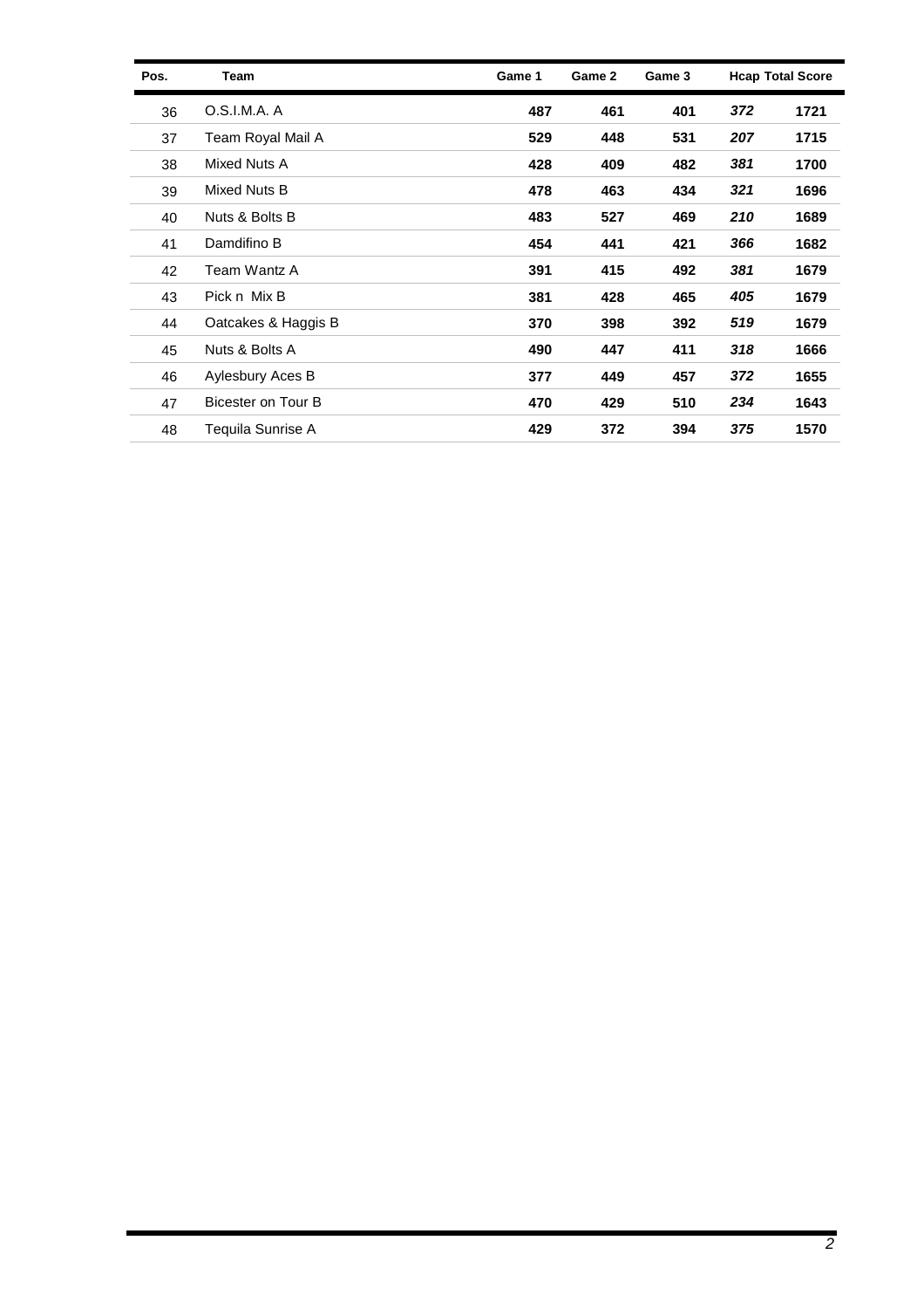| Pos. | Team | Game 1 | Game 2 | Game 3 | Hcap | Total Score |
|---|---|---|---|---|---|---|
| 36 | O.S.I.M.A. A | **487** | **461** | **401** | ***372*** | **1721** |
| 37 | Team Royal Mail A | **529** | **448** | **531** | ***207*** | **1715** |
| 38 | Mixed Nuts A | **428** | **409** | **482** | ***381*** | **1700** |
| 39 | Mixed Nuts B | **478** | **463** | **434** | ***321*** | **1696** |
| 40 | Nuts & Bolts B | **483** | **527** | **469** | ***210*** | **1689** |
| 41 | Damdifino B | **454** | **441** | **421** | ***366*** | **1682** |
| 42 | Team Wantz A | **391** | **415** | **492** | ***381*** | **1679** |
| 43 | Pick n Mix B | **381** | **428** | **465** | ***405*** | **1679** |
| 44 | Oatcakes & Haggis B | **370** | **398** | **392** | ***519*** | **1679** |
| 45 | Nuts & Bolts A | **490** | **447** | **411** | ***318*** | **1666** |
| 46 | Aylesbury Aces B | **377** | **449** | **457** | ***372*** | **1655** |
| 47 | Bicester on Tour B | **470** | **429** | **510** | ***234*** | **1643** |
| 48 | Tequila Sunrise A | **429** | **372** | **394** | ***375*** | **1570** |